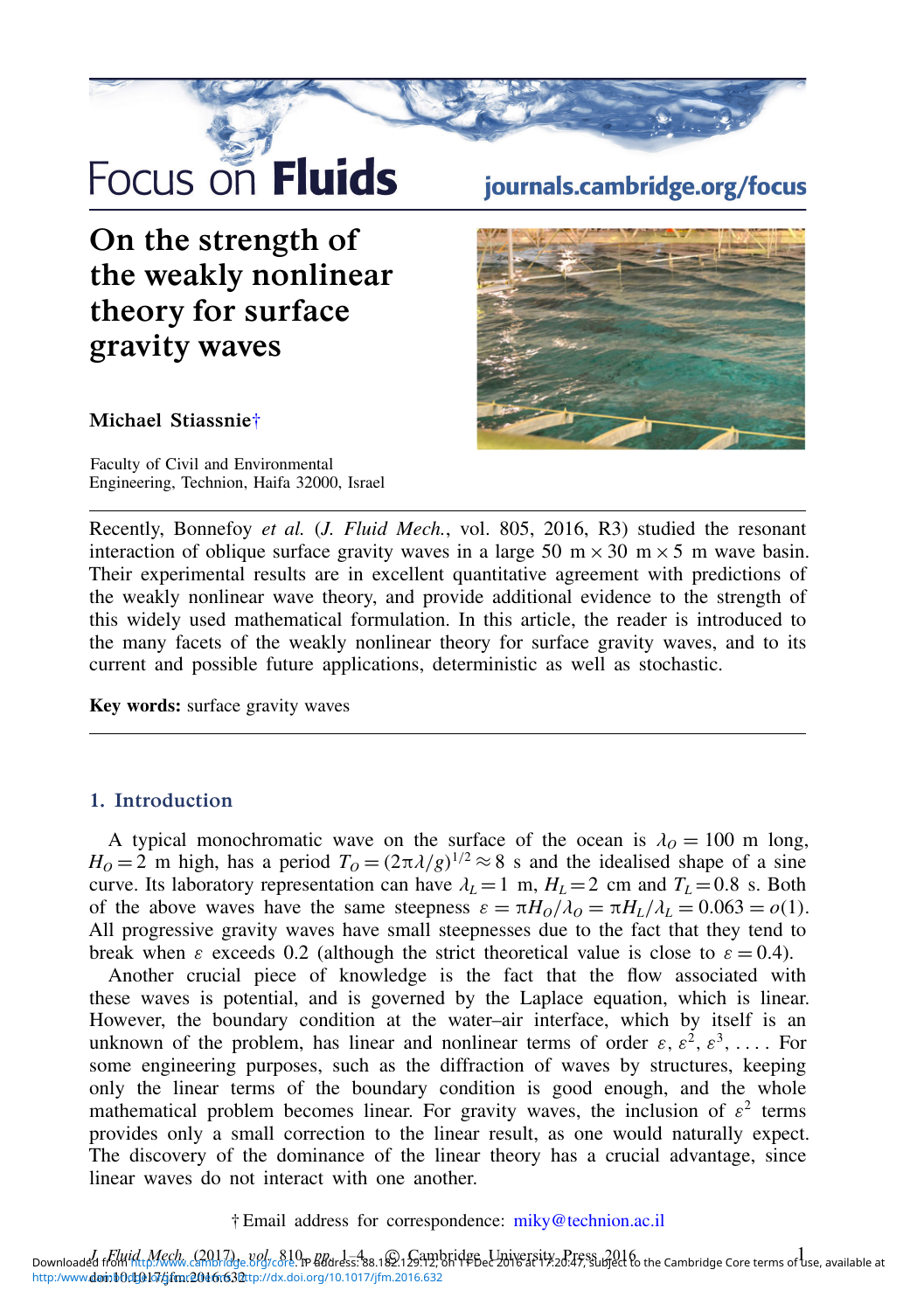# On the strength of the weakly nonlinear theory for surface gravity waves

**Michael Stiassnie**†

Faculty of Civil and Environmental Engineering, Technion, Haifa 32000, Israel

Recently, Bonnefoy *et al.* (*J. Fluid Mech.*, vol. 805, 2016, R3) studied the resonant interaction of oblique surface gravity waves in a large 50 m × 30 m × 5 m wave basin. Their experimental results are in excellent quantitative agreement with predictions of the weakly nonlinear wave theory, and provide additional evidence to the strength of this widely used mathematical formulation. In this article, the reader is introduced to the many facets of the weakly nonlinear theory for surface gravity waves, and to its current and possible future applications, deterministic as well as stochastic.

**Key words:** surface gravity waves

## 1. Introduction

A typical monochromatic wave on the surface of the ocean is $\lambda_O = 100$ m long, $H_O = 2$ m high, has a period $T_O = (2\pi\lambda/g)^{1/2} \approx 8$ s and the idealised shape of a sine curve. Its laboratory representation can have $\lambda_L = 1$ m, $H_L = 2$ cm and $T_L = 0.8$ s. Both of the above waves have the same steepness $\varepsilon = \pi H_O/\lambda_O = \pi H_L/\lambda_L = 0.063 = o(1)$. All progressive gravity waves have small steepnesses due to the fact that they tend to break when $\varepsilon$ exceeds 0.2 (although the strict theoretical value is close to $\varepsilon = 0.4$).

Another crucial piece of knowledge is the fact that the flow associated with these waves is potential, and is governed by the Laplace equation, which is linear. However, the boundary condition at the water–air interface, which by itself is an unknown of the problem, has linear and nonlinear terms of order $\varepsilon, \varepsilon^2, \varepsilon^3, \ldots$. For some engineering purposes, such as the diffraction of waves by structures, keeping only the linear terms of the boundary condition is good enough, and the whole mathematical problem becomes linear. For gravity waves, the inclusion of $\varepsilon^2$ terms provides only a small correction to the linear result, as one would naturally expect. The discovery of the dominance of the linear theory has a crucial advantage, since linear waves do not interact with one another.

† Email address for correspondence: miky@technion.ac.il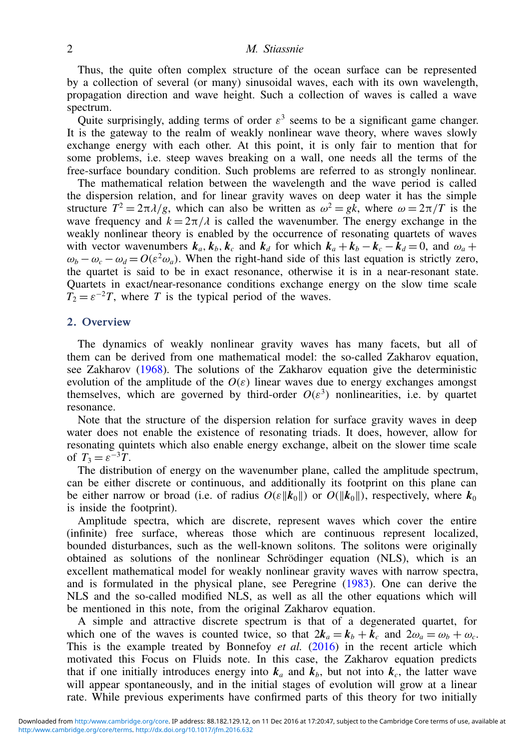Thus, the quite often complex structure of the ocean surface can be represented by a collection of several (or many) sinusoidal waves, each with its own wavelength, propagation direction and wave height. Such a collection of waves is called a wave spectrum.

Quite surprisingly, adding terms of order $\varepsilon^3$ seems to be a significant game changer. It is the gateway to the realm of weakly nonlinear wave theory, where waves slowly exchange energy with each other. At this point, it is only fair to mention that for some problems, i.e. steep waves breaking on a wall, one needs all the terms of the free-surface boundary condition. Such problems are referred to as strongly nonlinear.

The mathematical relation between the wavelength and the wave period is called the dispersion relation, and for linear gravity waves on deep water it has the simple structure $T^2 = 2\pi\lambda/g$, which can also be written as $\omega^2 = gk$, where $\omega = 2\pi/T$ is the wave frequency and $k = 2\pi/\lambda$ is called the wavenumber. The energy exchange in the weakly nonlinear theory is enabled by the occurrence of resonating quartets of waves with vector wavenumbers $\boldsymbol{k}_a, \boldsymbol{k}_b, \boldsymbol{k}_c$ and $\boldsymbol{k}_d$ for which $\boldsymbol{k}_a + \boldsymbol{k}_b - \boldsymbol{k}_c - \boldsymbol{k}_d = 0$, and $\omega_a + \omega_b - \omega_c - \omega_d = O(\varepsilon^2 \omega_a)$. When the right-hand side of this last equation is strictly zero, the quartet is said to be in exact resonance, otherwise it is in a near-resonant state. Quartets in exact/near-resonance conditions exchange energy on the slow time scale $T_2 = \varepsilon^{-2} T$, where $T$ is the typical period of the waves.

## 2. Overview

The dynamics of weakly nonlinear gravity waves has many facets, but all of them can be derived from one mathematical model: the so-called Zakharov equation, see Zakharov (1968). The solutions of the Zakharov equation give the deterministic evolution of the amplitude of the $O(\varepsilon)$ linear waves due to energy exchanges amongst themselves, which are governed by third-order $O(\varepsilon^3)$ nonlinearities, i.e. by quartet resonance.

Note that the structure of the dispersion relation for surface gravity waves in deep water does not enable the existence of resonating triads. It does, however, allow for resonating quintets which also enable energy exchange, albeit on the slower time scale of $T_3 = \varepsilon^{-3} T$.

The distribution of energy on the wavenumber plane, called the amplitude spectrum, can be either discrete or continuous, and additionally its footprint on this plane can be either narrow or broad (i.e. of radius $O(\varepsilon \|\boldsymbol{k}_0\|)$ or $O(\|\boldsymbol{k}_0\|)$, respectively, where $\boldsymbol{k}_0$ is inside the footprint).

Amplitude spectra, which are discrete, represent waves which cover the entire (infinite) free surface, whereas those which are continuous represent localized, bounded disturbances, such as the well-known solitons. The solitons were originally obtained as solutions of the nonlinear Schrödinger equation (NLS), which is an excellent mathematical model for weakly nonlinear gravity waves with narrow spectra, and is formulated in the physical plane, see Peregrine (1983). One can derive the NLS and the so-called modified NLS, as well as all the other equations which will be mentioned in this note, from the original Zakharov equation.

A simple and attractive discrete spectrum is that of a degenerated quartet, for which one of the waves is counted twice, so that $2\boldsymbol{k}_a = \boldsymbol{k}_b + \boldsymbol{k}_c$ and $2\omega_a = \omega_b + \omega_c$. This is the example treated by Bonnefoy *et al.* (2016) in the recent article which motivated this Focus on Fluids note. In this case, the Zakharov equation predicts that if one initially introduces energy into $\boldsymbol{k}_a$ and $\boldsymbol{k}_b$, but not into $\boldsymbol{k}_c$, the latter wave will appear spontaneously, and in the initial stages of evolution will grow at a linear rate. While previous experiments have confirmed parts of this theory for two initially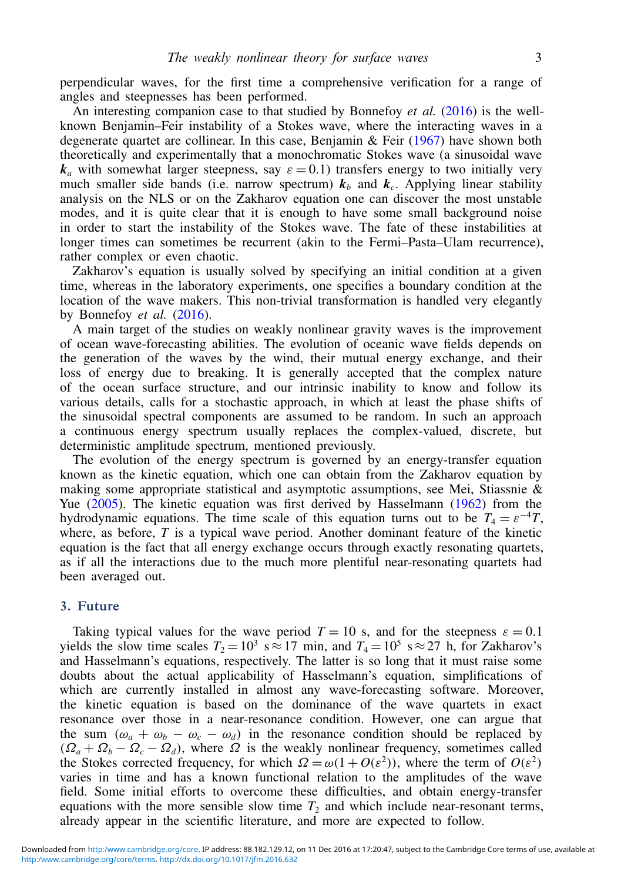perpendicular waves, for the first time a comprehensive verification for a range of angles and steepnesses has been performed.

An interesting companion case to that studied by Bonnefoy *et al.* (2016) is the well-known Benjamin–Feir instability of a Stokes wave, where the interacting waves in a degenerate quartet are collinear. In this case, Benjamin & Feir (1967) have shown both theoretically and experimentally that a monochromatic Stokes wave (a sinusoidal wave $\boldsymbol{k}_a$ with somewhat larger steepness, say $\varepsilon = 0.1$) transfers energy to two initially very much smaller side bands (i.e. narrow spectrum) $\boldsymbol{k}_b$ and $\boldsymbol{k}_c$. Applying linear stability analysis on the NLS or on the Zakharov equation one can discover the most unstable modes, and it is quite clear that it is enough to have some small background noise in order to start the instability of the Stokes wave. The fate of these instabilities at longer times can sometimes be recurrent (akin to the Fermi–Pasta–Ulam recurrence), rather complex or even chaotic.

Zakharov's equation is usually solved by specifying an initial condition at a given time, whereas in the laboratory experiments, one specifies a boundary condition at the location of the wave makers. This non-trivial transformation is handled very elegantly by Bonnefoy *et al.* (2016).

A main target of the studies on weakly nonlinear gravity waves is the improvement of ocean wave-forecasting abilities. The evolution of oceanic wave fields depends on the generation of the waves by the wind, their mutual energy exchange, and their loss of energy due to breaking. It is generally accepted that the complex nature of the ocean surface structure, and our intrinsic inability to know and follow its various details, calls for a stochastic approach, in which at least the phase shifts of the sinusoidal spectral components are assumed to be random. In such an approach a continuous energy spectrum usually replaces the complex-valued, discrete, but deterministic amplitude spectrum, mentioned previously.

The evolution of the energy spectrum is governed by an energy-transfer equation known as the kinetic equation, which one can obtain from the Zakharov equation by making some appropriate statistical and asymptotic assumptions, see Mei, Stiassnie & Yue (2005). The kinetic equation was first derived by Hasselmann (1962) from the hydrodynamic equations. The time scale of this equation turns out to be $T_4 = \varepsilon^{-4}T$, where, as before, $T$ is a typical wave period. Another dominant feature of the kinetic equation is the fact that all energy exchange occurs through exactly resonating quartets, as if all the interactions due to the much more plentiful near-resonating quartets had been averaged out.

## 3. Future

Taking typical values for the wave period $T = 10$ s, and for the steepness $\varepsilon = 0.1$ yields the slow time scales $T_2 = 10^3$ s $\approx 17$ min, and $T_4 = 10^5$ s $\approx 27$ h, for Zakharov's and Hasselmann's equations, respectively. The latter is so long that it must raise some doubts about the actual applicability of Hasselmann's equation, simplifications of which are currently installed in almost any wave-forecasting software. Moreover, the kinetic equation is based on the dominance of the wave quartets in exact resonance over those in a near-resonance condition. However, one can argue that the sum $(\omega_a + \omega_b - \omega_c - \omega_d)$ in the resonance condition should be replaced by $(\Omega_a + \Omega_b - \Omega_c - \Omega_d)$, where $\Omega$ is the weakly nonlinear frequency, sometimes called the Stokes corrected frequency, for which $\Omega = \omega(1 + O(\varepsilon^2))$, where the term of $O(\varepsilon^2)$ varies in time and has a known functional relation to the amplitudes of the wave field. Some initial efforts to overcome these difficulties, and obtain energy-transfer equations with the more sensible slow time $T_2$ and which include near-resonant terms, already appear in the scientific literature, and more are expected to follow.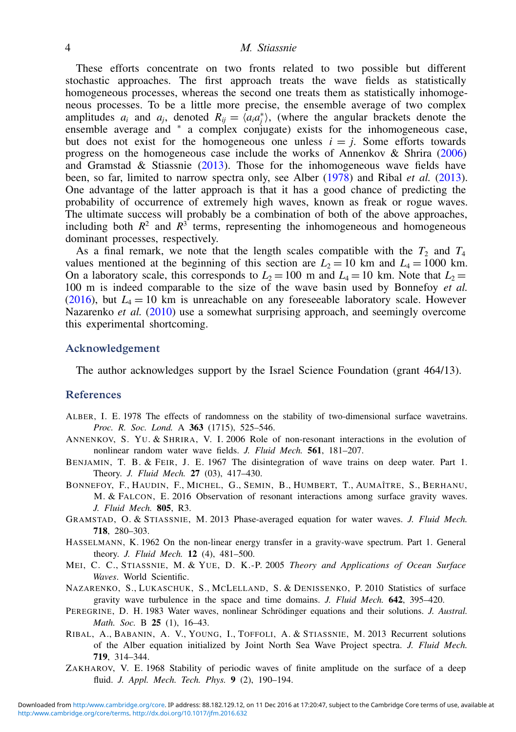These efforts concentrate on two fronts related to two possible but different stochastic approaches. The first approach treats the wave fields as statistically homogeneous processes, whereas the second one treats them as statistically inhomogeneous processes. To be a little more precise, the ensemble average of two complex amplitudes $a_i$ and $a_j$, denoted $R_{ij} = \langle a_i a_j^* \rangle$, (where the angular brackets denote the ensemble average and $^*$ a complex conjugate) exists for the inhomogeneous case, but does not exist for the homogeneous one unless $i = j$. Some efforts towards progress on the homogeneous case include the works of Annenkov & Shrira (2006) and Gramstad & Stiassnie (2013). Those for the inhomogeneous wave fields have been, so far, limited to narrow spectra only, see Alber (1978) and Ribal *et al.* (2013). One advantage of the latter approach is that it has a good chance of predicting the probability of occurrence of extremely high waves, known as freak or rogue waves. The ultimate success will probably be a combination of both of the above approaches, including both $R^2$ and $R^3$ terms, representing the inhomogeneous and homogeneous dominant processes, respectively.

As a final remark, we note that the length scales compatible with the $T_2$ and $T_4$ values mentioned at the beginning of this section are $L_2 = 10$ km and $L_4 = 1000$ km. On a laboratory scale, this corresponds to $L_2 = 100$ m and $L_4 = 10$ km. Note that $L_2 = 100$ m is indeed comparable to the size of the wave basin used by Bonnefoy *et al.* (2016), but $L_4 = 10$ km is unreachable on any foreseeable laboratory scale. However Nazarenko *et al.* (2010) use a somewhat surprising approach, and seemingly overcome this experimental shortcoming.

## Acknowledgement

The author acknowledges support by the Israel Science Foundation (grant 464/13).

## References

Alber, I. E. 1978 The effects of randomness on the stability of two-dimensional surface wavetrains. *Proc. R. Soc. Lond.* A **363** (1715), 525–546.

Annenkov, S. Yu. & Shrira, V. I. 2006 Role of non-resonant interactions in the evolution of nonlinear random water wave fields. *J. Fluid Mech.* **561**, 181–207.

Benjamin, T. B. & Feir, J. E. 1967 The disintegration of wave trains on deep water. Part 1. Theory. *J. Fluid Mech.* **27** (03), 417–430.

Bonnefoy, F., Haudin, F., Michel, G., Semin, B., Humbert, T., Aumaître, S., Berhanu, M. & Falcon, E. 2016 Observation of resonant interactions among surface gravity waves. *J. Fluid Mech.* **805**, R3.

Gramstad, O. & Stiassnie, M. 2013 Phase-averaged equation for water waves. *J. Fluid Mech.* **718**, 280–303.

Hasselmann, K. 1962 On the non-linear energy transfer in a gravity-wave spectrum. Part 1. General theory. *J. Fluid Mech.* **12** (4), 481–500.

Mei, C. C., Stiassnie, M. & Yue, D. K.-P. 2005 *Theory and Applications of Ocean Surface Waves*. World Scientific.

Nazarenko, S., Lukaschuk, S., McLelland, S. & Denissenko, P. 2010 Statistics of surface gravity wave turbulence in the space and time domains. *J. Fluid Mech.* **642**, 395–420.

Peregrine, D. H. 1983 Water waves, nonlinear Schrödinger equations and their solutions. *J. Austral. Math. Soc.* B **25** (1), 16–43.

Ribal, A., Babanin, A. V., Young, I., Toffoli, A. & Stiassnie, M. 2013 Recurrent solutions of the Alber equation initialized by Joint North Sea Wave Project spectra. *J. Fluid Mech.* **719**, 314–344.

Zakharov, V. E. 1968 Stability of periodic waves of finite amplitude on the surface of a deep fluid. *J. Appl. Mech. Tech. Phys.* **9** (2), 190–194.